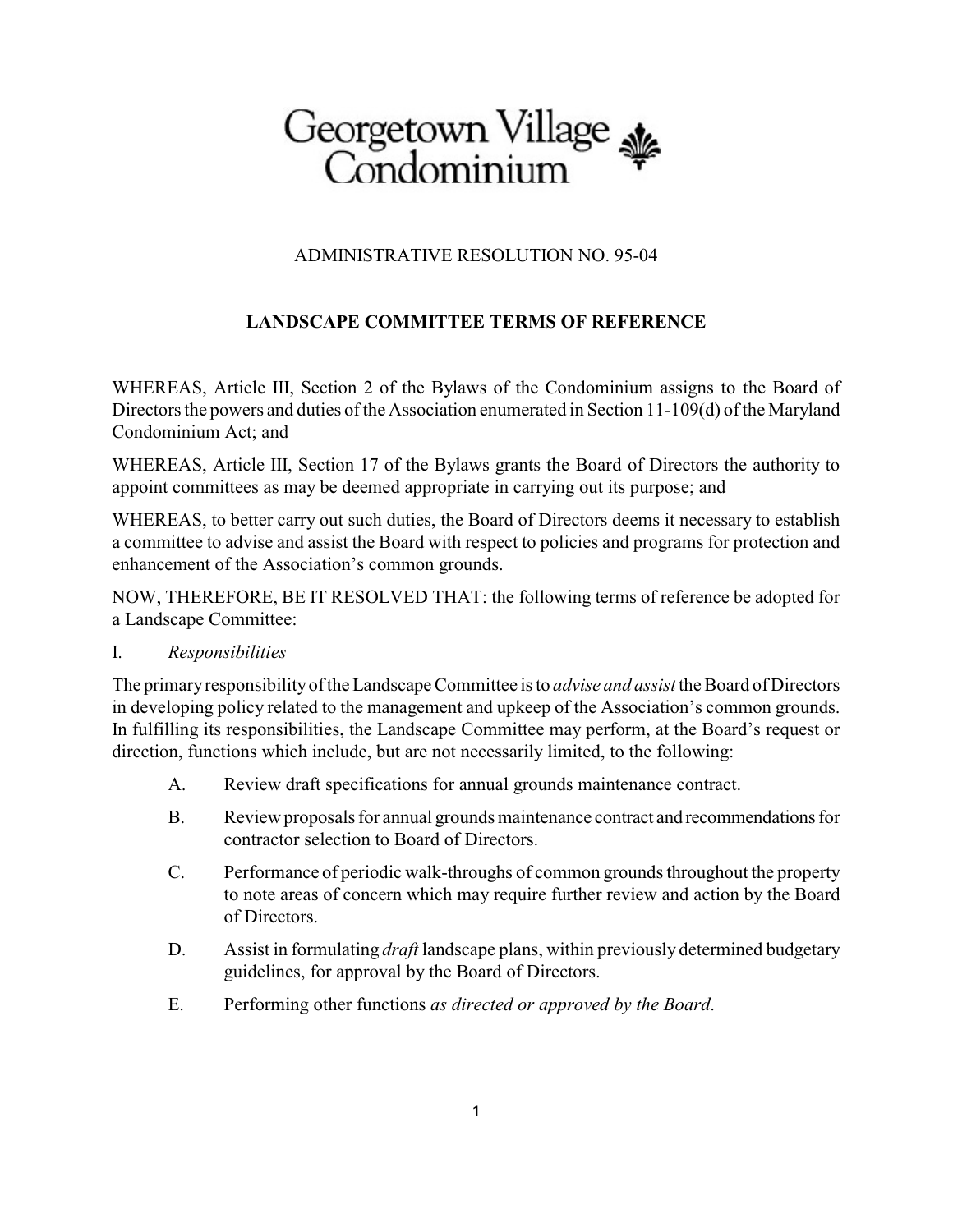# Georgetown Village Condominium

ADMINISTRATIVE RESOLUTION NO. 95-04

## LANDSCAPE COMMITTEE TERMS OF REFERENCE

WHEREAS, Article III, Section 2 of the Bylaws of the Condominium assigns to the Board of Directors the powers and duties of the Association enumerated in Section 11-109(d) of the Maryland Condominium Act; and

WHEREAS, Article III, Section 17 of the Bylaws grants the Board of Directors the authority to appoint committees as may be deemed appropriate in carrying out its purpose; and

WHEREAS, to better carry out such duties, the Board of Directors deems it necessary to establish a committee to advise and assist the Board with respect to policies and programs for protection and enhancement of the Association's common grounds.

NOW, THEREFORE, BE IT RESOLVED THAT: the following terms of reference be adopted for a Landscape Committee:

I. *Responsibilities*

The primary responsibility of the Landscape Committee is to *advise and assist* the Board of Directors in developing policy related to the management and upkeep of the Association's common grounds. In fulfilling its responsibilities, the Landscape Committee may perform, at the Board's request or direction, functions which include, but are not necessarily limited, to the following:

A. Review draft specifications for annual grounds maintenance contract.

B. Review proposals for annual grounds maintenance contract and recommendations for contractor selection to Board of Directors.

C. Performance of periodic walk-throughs of common grounds throughout the property to note areas of concern which may require further review and action by the Board of Directors.

D. Assist in formulating *draft* landscape plans, within previously determined budgetary guidelines, for approval by the Board of Directors.

E. Performing other functions *as directed or approved by the Board*.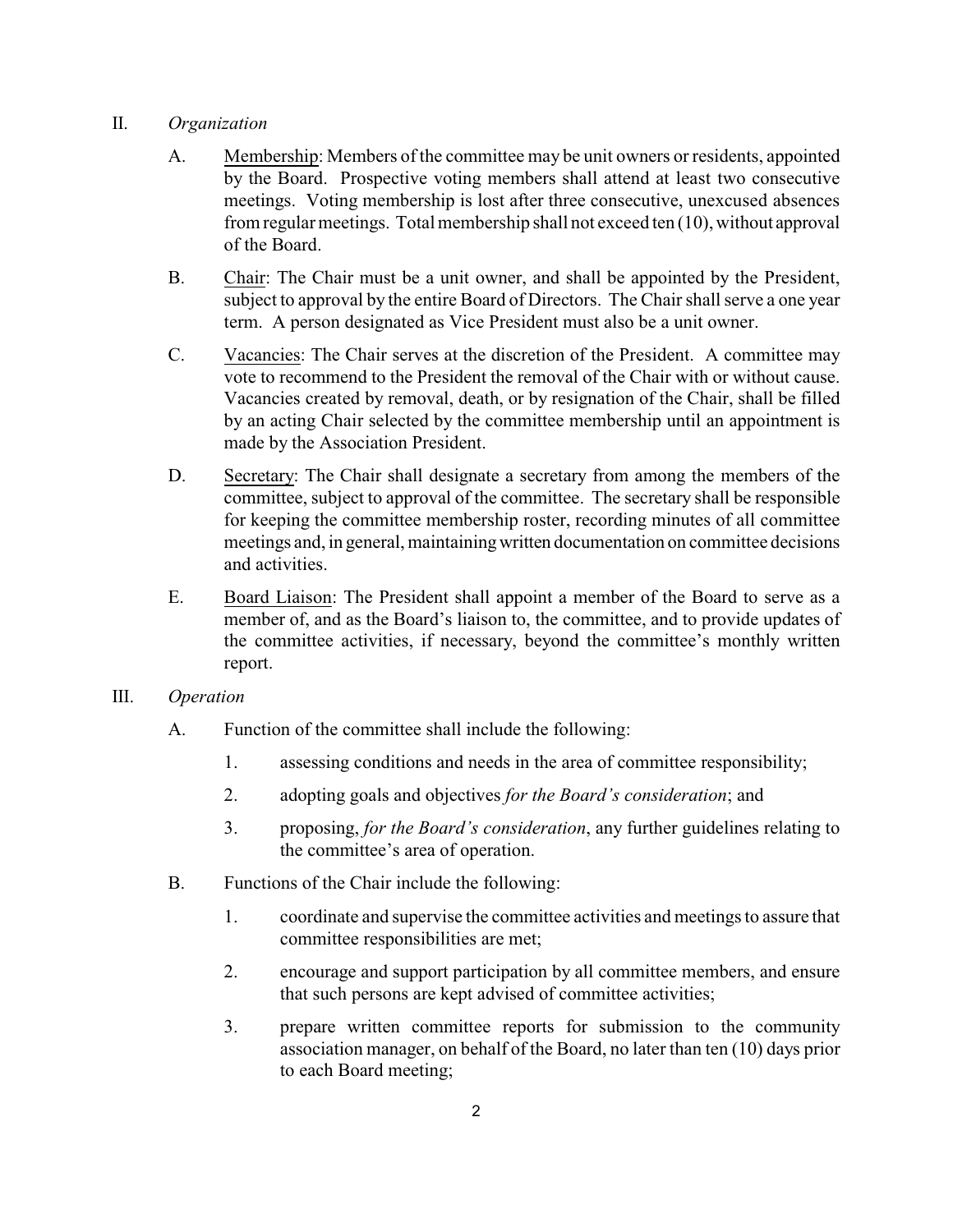II. *Organization*

A. Membership: Members of the committee may be unit owners or residents, appointed by the Board. Prospective voting members shall attend at least two consecutive meetings. Voting membership is lost after three consecutive, unexcused absences from regular meetings. Total membership shall not exceed ten (10), without approval of the Board.

B. Chair: The Chair must be a unit owner, and shall be appointed by the President, subject to approval by the entire Board of Directors. The Chair shall serve a one year term. A person designated as Vice President must also be a unit owner.

C. Vacancies: The Chair serves at the discretion of the President. A committee may vote to recommend to the President the removal of the Chair with or without cause. Vacancies created by removal, death, or by resignation of the Chair, shall be filled by an acting Chair selected by the committee membership until an appointment is made by the Association President.

D. Secretary: The Chair shall designate a secretary from among the members of the committee, subject to approval of the committee. The secretary shall be responsible for keeping the committee membership roster, recording minutes of all committee meetings and, in general, maintaining written documentation on committee decisions and activities.

E. Board Liaison: The President shall appoint a member of the Board to serve as a member of, and as the Board's liaison to, the committee, and to provide updates of the committee activities, if necessary, beyond the committee's monthly written report.

III. *Operation*

A. Function of the committee shall include the following:

1. assessing conditions and needs in the area of committee responsibility;
2. adopting goals and objectives *for the Board's consideration*; and
3. proposing, *for the Board's consideration*, any further guidelines relating to the committee's area of operation.

B. Functions of the Chair include the following:

1. coordinate and supervise the committee activities and meetings to assure that committee responsibilities are met;
2. encourage and support participation by all committee members, and ensure that such persons are kept advised of committee activities;
3. prepare written committee reports for submission to the community association manager, on behalf of the Board, no later than ten (10) days prior to each Board meeting;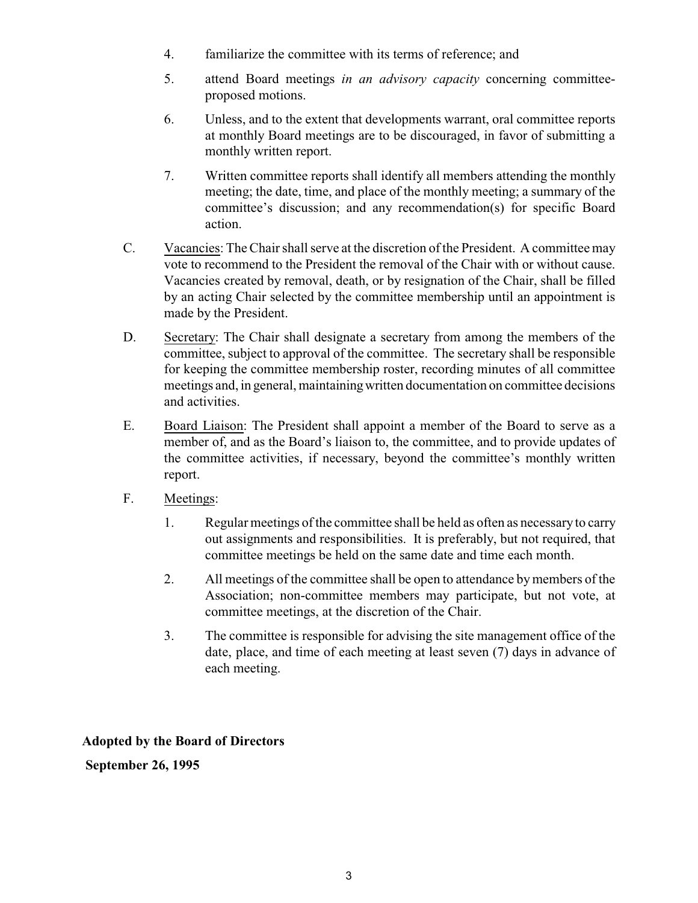4. familiarize the committee with its terms of reference; and

5. attend Board meetings *in an advisory capacity* concerning committee-proposed motions.

6. Unless, and to the extent that developments warrant, oral committee reports at monthly Board meetings are to be discouraged, in favor of submitting a monthly written report.

7. Written committee reports shall identify all members attending the monthly meeting; the date, time, and place of the monthly meeting; a summary of the committee's discussion; and any recommendation(s) for specific Board action.

C. Vacancies: The Chair shall serve at the discretion of the President. A committee may vote to recommend to the President the removal of the Chair with or without cause. Vacancies created by removal, death, or by resignation of the Chair, shall be filled by an acting Chair selected by the committee membership until an appointment is made by the President.

D. Secretary: The Chair shall designate a secretary from among the members of the committee, subject to approval of the committee. The secretary shall be responsible for keeping the committee membership roster, recording minutes of all committee meetings and, in general, maintaining written documentation on committee decisions and activities.

E. Board Liaison: The President shall appoint a member of the Board to serve as a member of, and as the Board's liaison to, the committee, and to provide updates of the committee activities, if necessary, beyond the committee's monthly written report.

F. Meetings:

1. Regular meetings of the committee shall be held as often as necessary to carry out assignments and responsibilities. It is preferably, but not required, that committee meetings be held on the same date and time each month.

2. All meetings of the committee shall be open to attendance by members of the Association; non-committee members may participate, but not vote, at committee meetings, at the discretion of the Chair.

3. The committee is responsible for advising the site management office of the date, place, and time of each meeting at least seven (7) days in advance of each meeting.

**Adopted by the Board of Directors**

**September 26, 1995**